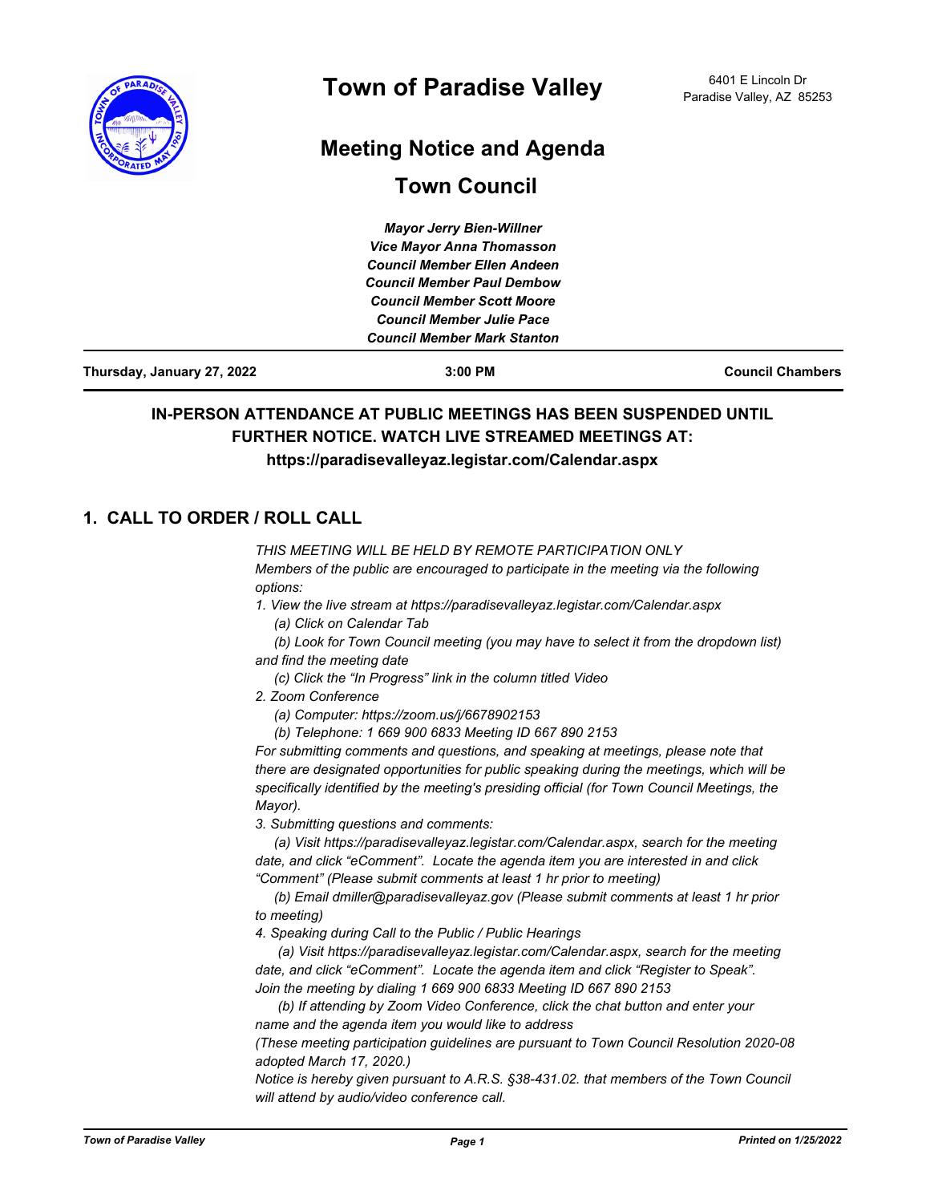# Town of Paradise Valley

6401 E Lincoln Dr
Paradise Valley, AZ 85253

## Meeting Notice and Agenda

## Town Council

***Mayor Jerry Bien-Willner***
***Vice Mayor Anna Thomasson***
***Council Member Ellen Andeen***
***Council Member Paul Dembow***
***Council Member Scott Moore***
***Council Member Julie Pace***
***Council Member Mark Stanton***

| **Thursday, January 27, 2022** | **3:00 PM** | **Council Chambers** |
|---|---|---|

**IN-PERSON ATTENDANCE AT PUBLIC MEETINGS HAS BEEN SUSPENDED UNTIL FURTHER NOTICE. WATCH LIVE STREAMED MEETINGS AT: https://paradisevalleyaz.legistar.com/Calendar.aspx**

## 1. CALL TO ORDER / ROLL CALL

*THIS MEETING WILL BE HELD BY REMOTE PARTICIPATION ONLY*

*Members of the public are encouraged to participate in the meeting via the following options:*

*1. View the live stream at https://paradisevalleyaz.legistar.com/Calendar.aspx*

*(a) Click on Calendar Tab*

*(b) Look for Town Council meeting (you may have to select it from the dropdown list) and find the meeting date*

*(c) Click the "In Progress" link in the column titled Video*

*2. Zoom Conference*

*(a) Computer: https://zoom.us/j/6678902153*

*(b) Telephone: 1 669 900 6833 Meeting ID 667 890 2153*

*For submitting comments and questions, and speaking at meetings, please note that there are designated opportunities for public speaking during the meetings, which will be specifically identified by the meeting's presiding official (for Town Council Meetings, the Mayor).*

*3. Submitting questions and comments:*

*(a) Visit https://paradisevalleyaz.legistar.com/Calendar.aspx, search for the meeting date, and click "eComment". Locate the agenda item you are interested in and click "Comment" (Please submit comments at least 1 hr prior to meeting)*

*(b) Email dmiller@paradisevalleyaz.gov (Please submit comments at least 1 hr prior to meeting)*

*4. Speaking during Call to the Public / Public Hearings*

*(a) Visit https://paradisevalleyaz.legistar.com/Calendar.aspx, search for the meeting date, and click "eComment". Locate the agenda item and click "Register to Speak". Join the meeting by dialing 1 669 900 6833 Meeting ID 667 890 2153*

*(b) If attending by Zoom Video Conference, click the chat button and enter your name and the agenda item you would like to address*

*(These meeting participation guidelines are pursuant to Town Council Resolution 2020-08 adopted March 17, 2020.)*

*Notice is hereby given pursuant to A.R.S. §38-431.02. that members of the Town Council will attend by audio/video conference call.*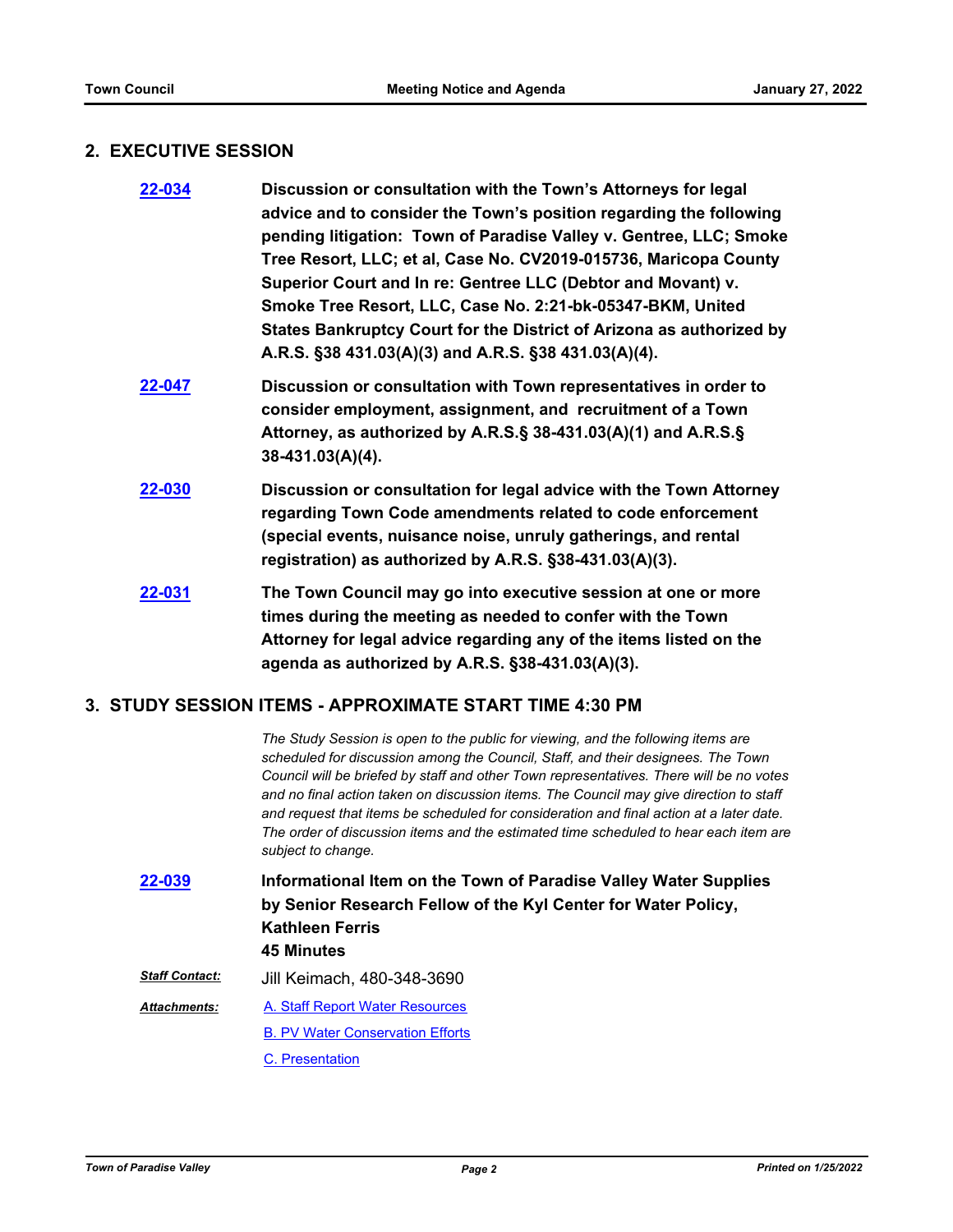## 2. EXECUTIVE SESSION

**22-034** **Discussion or consultation with the Town's Attorneys for legal advice and to consider the Town's position regarding the following pending litigation: Town of Paradise Valley v. Gentree, LLC; Smoke Tree Resort, LLC; et al, Case No. CV2019-015736, Maricopa County Superior Court and In re: Gentree LLC (Debtor and Movant) v. Smoke Tree Resort, LLC, Case No. 2:21-bk-05347-BKM, United States Bankruptcy Court for the District of Arizona as authorized by A.R.S. §38 431.03(A)(3) and A.R.S. §38 431.03(A)(4).**

**22-047** **Discussion or consultation with Town representatives in order to consider employment, assignment, and recruitment of a Town Attorney, as authorized by A.R.S.§ 38-431.03(A)(1) and A.R.S.§ 38-431.03(A)(4).**

**22-030** **Discussion or consultation for legal advice with the Town Attorney regarding Town Code amendments related to code enforcement (special events, nuisance noise, unruly gatherings, and rental registration) as authorized by A.R.S. §38-431.03(A)(3).**

**22-031** **The Town Council may go into executive session at one or more times during the meeting as needed to confer with the Town Attorney for legal advice regarding any of the items listed on the agenda as authorized by A.R.S. §38-431.03(A)(3).**

## 3. STUDY SESSION ITEMS - APPROXIMATE START TIME 4:30 PM

*The Study Session is open to the public for viewing, and the following items are scheduled for discussion among the Council, Staff, and their designees. The Town Council will be briefed by staff and other Town representatives. There will be no votes and no final action taken on discussion items. The Council may give direction to staff and request that items be scheduled for consideration and final action at a later date. The order of discussion items and the estimated time scheduled to hear each item are subject to change.*

**22-039** **Informational Item on the Town of Paradise Valley Water Supplies by Senior Research Fellow of the Kyl Center for Water Policy, Kathleen Ferris**
**45 Minutes**

***Staff Contact:*** Jill Keimach, 480-348-3690

***Attachments:*** A. Staff Report Water Resources
B. PV Water Conservation Efforts
C. Presentation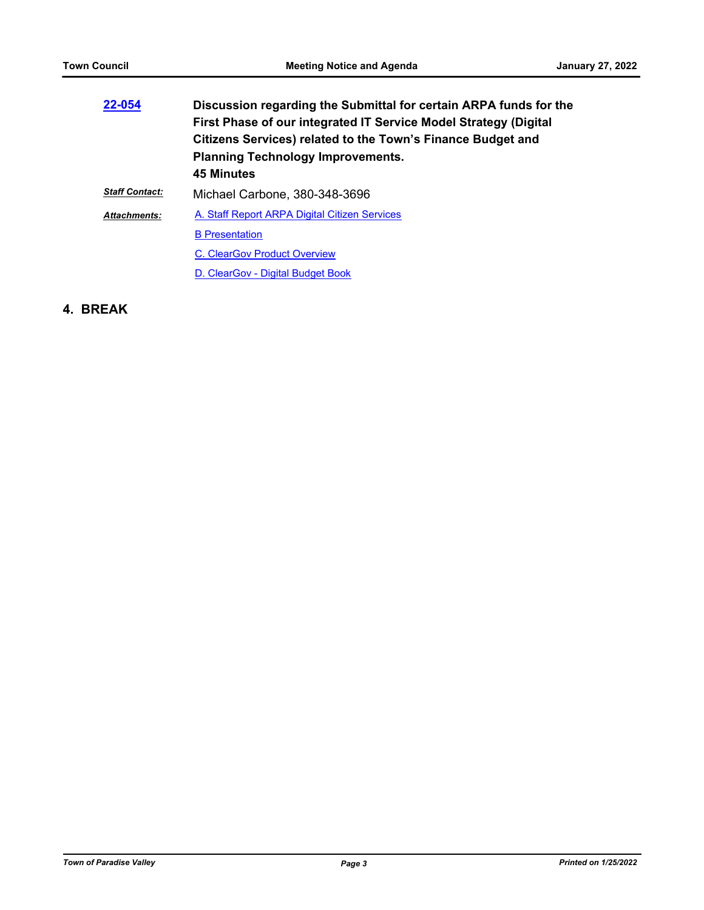**22-054** **Discussion regarding the Submittal for certain ARPA funds for the First Phase of our integrated IT Service Model Strategy (Digital Citizens Services) related to the Town's Finance Budget and Planning Technology Improvements.**
**45 Minutes**

***Staff Contact:*** Michael Carbone, 380-348-3696

***Attachments:***
A. Staff Report ARPA Digital Citizen Services
B Presentation
C. ClearGov Product Overview
D. ClearGov - Digital Budget Book

## 4. BREAK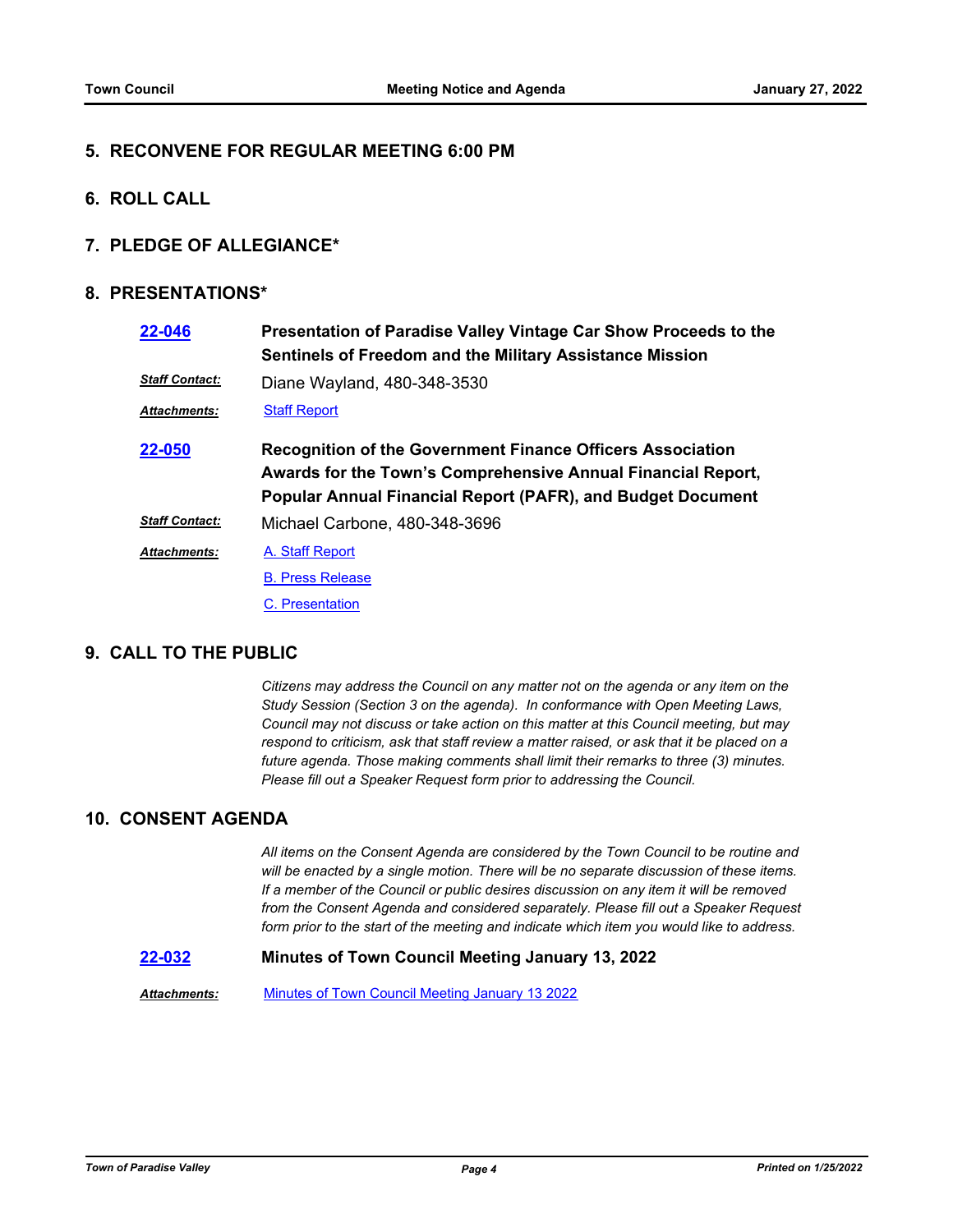## 5. RECONVENE FOR REGULAR MEETING 6:00 PM

## 6. ROLL CALL

## 7. PLEDGE OF ALLEGIANCE*

## 8. PRESENTATIONS*

**22-046** **Presentation of Paradise Valley Vintage Car Show Proceeds to the Sentinels of Freedom and the Military Assistance Mission**

***Staff Contact:*** Diane Wayland, 480-348-3530

***Attachments:*** Staff Report

**22-050** **Recognition of the Government Finance Officers Association Awards for the Town's Comprehensive Annual Financial Report, Popular Annual Financial Report (PAFR), and Budget Document**

***Staff Contact:*** Michael Carbone, 480-348-3696

***Attachments:*** A. Staff Report

B. Press Release

C. Presentation

## 9. CALL TO THE PUBLIC

*Citizens may address the Council on any matter not on the agenda or any item on the Study Session (Section 3 on the agenda). In conformance with Open Meeting Laws, Council may not discuss or take action on this matter at this Council meeting, but may respond to criticism, ask that staff review a matter raised, or ask that it be placed on a future agenda. Those making comments shall limit their remarks to three (3) minutes. Please fill out a Speaker Request form prior to addressing the Council.*

## 10. CONSENT AGENDA

*All items on the Consent Agenda are considered by the Town Council to be routine and will be enacted by a single motion. There will be no separate discussion of these items. If a member of the Council or public desires discussion on any item it will be removed from the Consent Agenda and considered separately. Please fill out a Speaker Request form prior to the start of the meeting and indicate which item you would like to address.*

**22-032** **Minutes of Town Council Meeting January 13, 2022**

***Attachments:*** Minutes of Town Council Meeting January 13 2022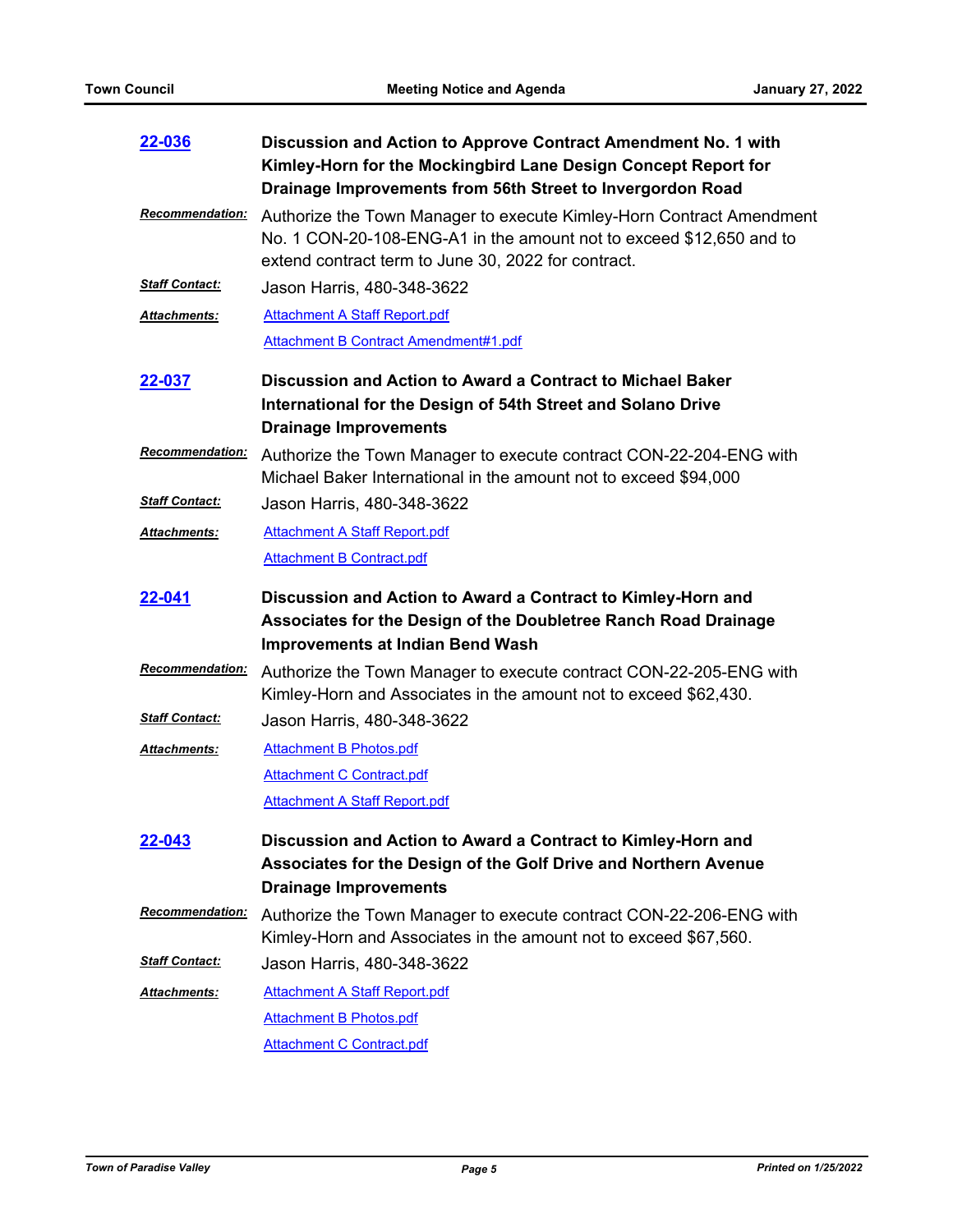**22-036** **Discussion and Action to Approve Contract Amendment No. 1 with Kimley-Horn for the Mockingbird Lane Design Concept Report for Drainage Improvements from 56th Street to Invergordon Road**

***Recommendation:*** Authorize the Town Manager to execute Kimley-Horn Contract Amendment No. 1 CON-20-108-ENG-A1 in the amount not to exceed $12,650 and to extend contract term to June 30, 2022 for contract.

***Staff Contact:*** Jason Harris, 480-348-3622

***Attachments:*** Attachment A Staff Report.pdf
Attachment B Contract Amendment#1.pdf

**22-037** **Discussion and Action to Award a Contract to Michael Baker International for the Design of 54th Street and Solano Drive Drainage Improvements**

***Recommendation:*** Authorize the Town Manager to execute contract CON-22-204-ENG with Michael Baker International in the amount not to exceed $94,000

***Staff Contact:*** Jason Harris, 480-348-3622

***Attachments:*** Attachment A Staff Report.pdf
Attachment B Contract.pdf

**22-041** **Discussion and Action to Award a Contract to Kimley-Horn and Associates for the Design of the Doubletree Ranch Road Drainage Improvements at Indian Bend Wash**

***Recommendation:*** Authorize the Town Manager to execute contract CON-22-205-ENG with Kimley-Horn and Associates in the amount not to exceed $62,430.

***Staff Contact:*** Jason Harris, 480-348-3622

***Attachments:*** Attachment B Photos.pdf
Attachment C Contract.pdf
Attachment A Staff Report.pdf

**22-043** **Discussion and Action to Award a Contract to Kimley-Horn and Associates for the Design of the Golf Drive and Northern Avenue Drainage Improvements**

***Recommendation:*** Authorize the Town Manager to execute contract CON-22-206-ENG with Kimley-Horn and Associates in the amount not to exceed $67,560.

***Staff Contact:*** Jason Harris, 480-348-3622

***Attachments:*** Attachment A Staff Report.pdf
Attachment B Photos.pdf
Attachment C Contract.pdf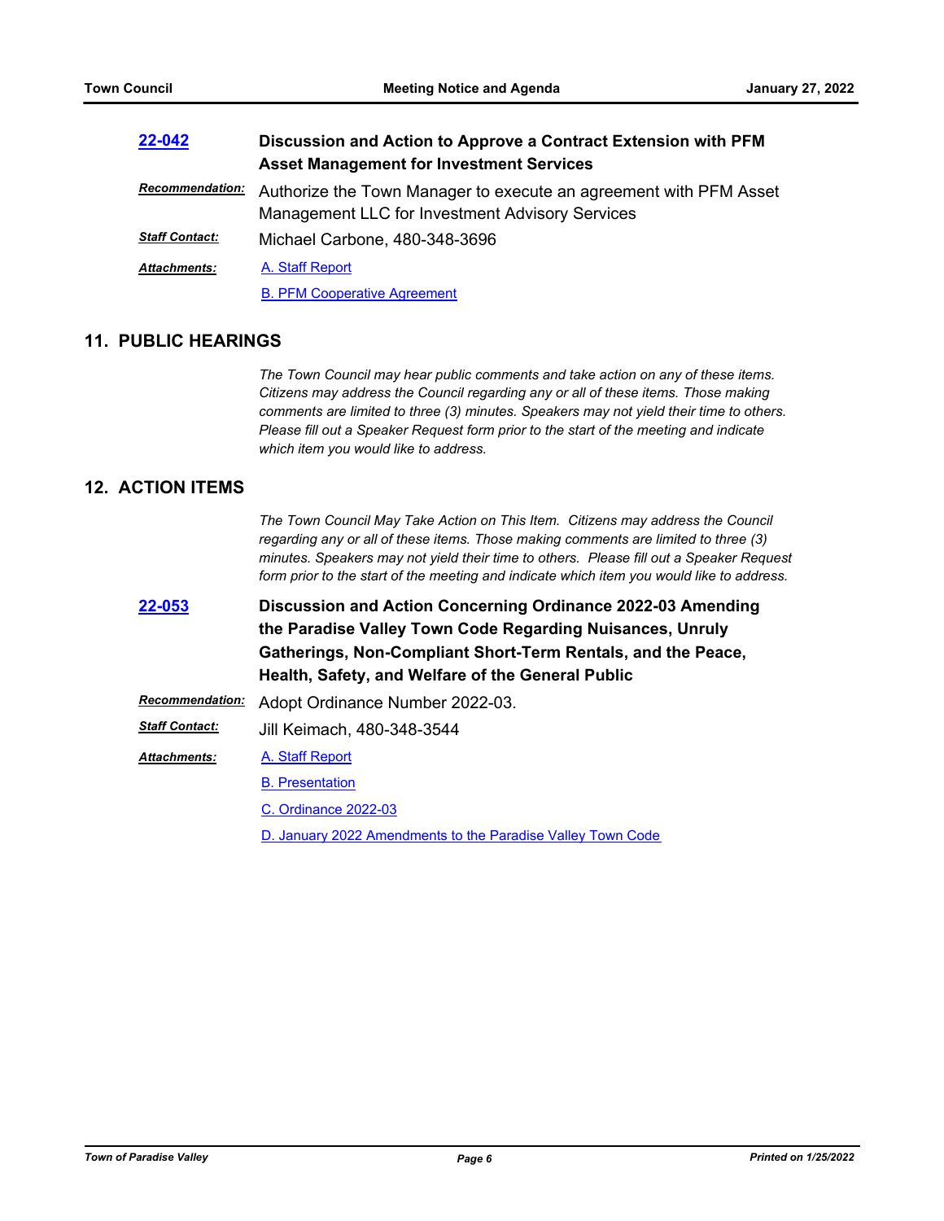**22-042** **Discussion and Action to Approve a Contract Extension with PFM Asset Management for Investment Services**

***Recommendation:*** Authorize the Town Manager to execute an agreement with PFM Asset Management LLC for Investment Advisory Services

***Staff Contact:*** Michael Carbone, 480-348-3696

***Attachments:*** A. Staff Report

B. PFM Cooperative Agreement

## 11. PUBLIC HEARINGS

*The Town Council may hear public comments and take action on any of these items. Citizens may address the Council regarding any or all of these items. Those making comments are limited to three (3) minutes. Speakers may not yield their time to others. Please fill out a Speaker Request form prior to the start of the meeting and indicate which item you would like to address.*

## 12. ACTION ITEMS

*The Town Council May Take Action on This Item. Citizens may address the Council regarding any or all of these items. Those making comments are limited to three (3) minutes. Speakers may not yield their time to others. Please fill out a Speaker Request form prior to the start of the meeting and indicate which item you would like to address.*

**22-053** **Discussion and Action Concerning Ordinance 2022-03 Amending the Paradise Valley Town Code Regarding Nuisances, Unruly Gatherings, Non-Compliant Short-Term Rentals, and the Peace, Health, Safety, and Welfare of the General Public**

***Recommendation:*** Adopt Ordinance Number 2022-03.

***Staff Contact:*** Jill Keimach, 480-348-3544

***Attachments:*** A. Staff Report

B. Presentation

C. Ordinance 2022-03

D. January 2022 Amendments to the Paradise Valley Town Code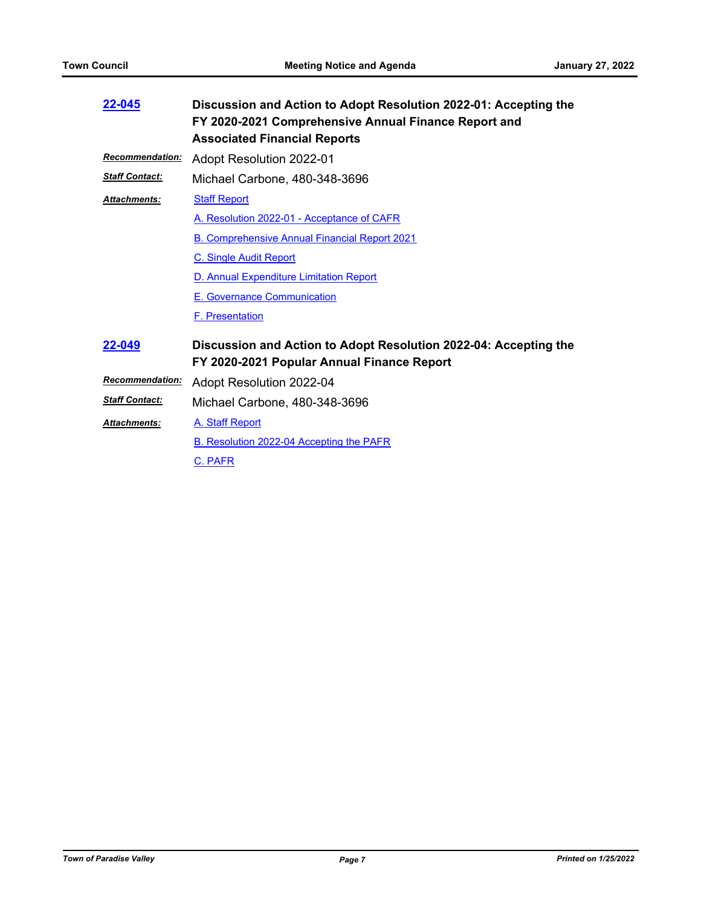**22-045** **Discussion and Action to Adopt Resolution 2022-01: Accepting the FY 2020-2021 Comprehensive Annual Finance Report and Associated Financial Reports**

***Recommendation:*** Adopt Resolution 2022-01

***Staff Contact:*** Michael Carbone, 480-348-3696

***Attachments:*** Staff Report

A. Resolution 2022-01 - Acceptance of CAFR

B. Comprehensive Annual Financial Report 2021

C. Single Audit Report

D. Annual Expenditure Limitation Report

E. Governance Communication

F. Presentation

**22-049** **Discussion and Action to Adopt Resolution 2022-04: Accepting the FY 2020-2021 Popular Annual Finance Report**

***Recommendation:*** Adopt Resolution 2022-04

***Staff Contact:*** Michael Carbone, 480-348-3696

***Attachments:*** A. Staff Report

B. Resolution 2022-04 Accepting the PAFR

C. PAFR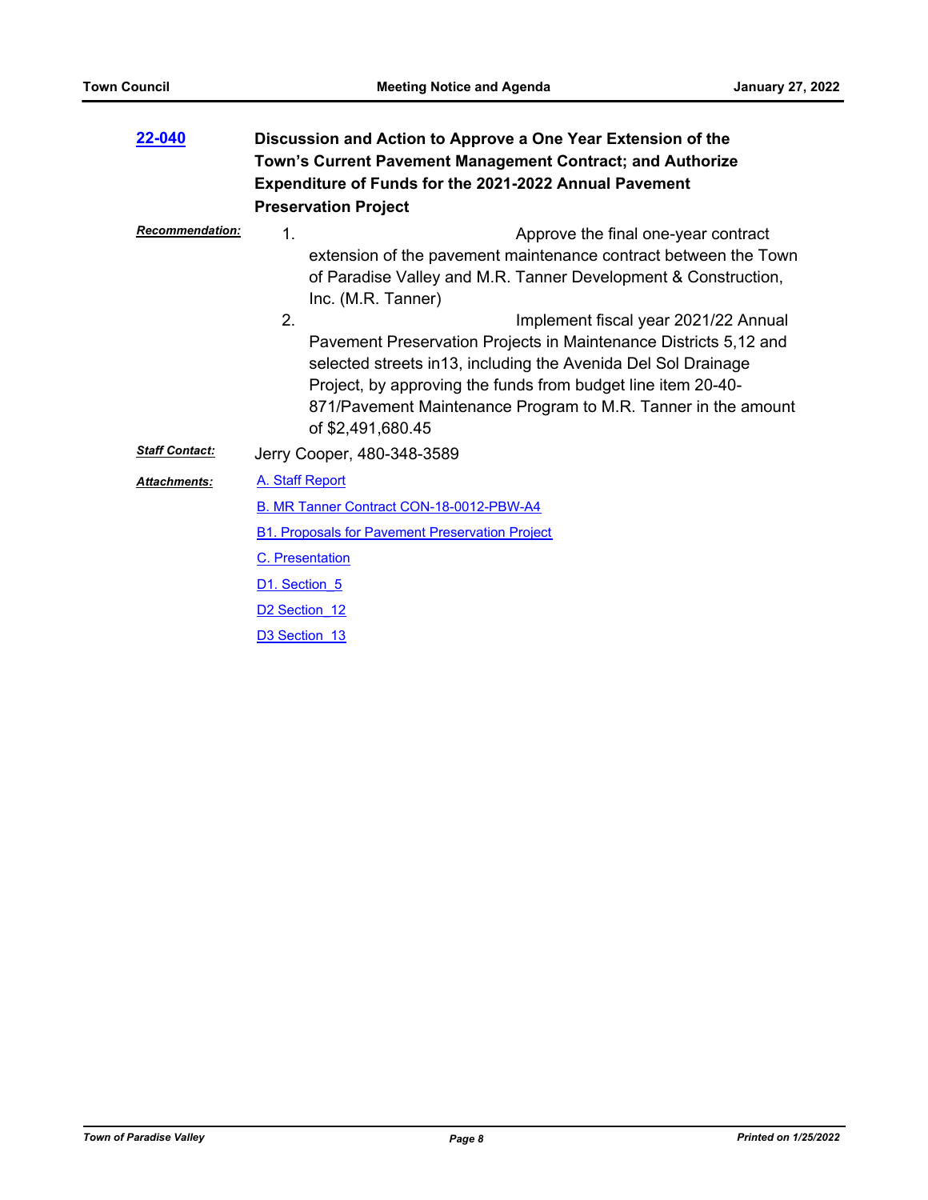**22-040** **Discussion and Action to Approve a One Year Extension of the Town's Current Pavement Management Contract; and Authorize Expenditure of Funds for the 2021-2022 Annual Pavement Preservation Project**

***Recommendation:***

1. Approve the final one-year contract extension of the pavement maintenance contract between the Town of Paradise Valley and M.R. Tanner Development & Construction, Inc. (M.R. Tanner)
2. Implement fiscal year 2021/22 Annual Pavement Preservation Projects in Maintenance Districts 5,12 and selected streets in13, including the Avenida Del Sol Drainage Project, by approving the funds from budget line item 20-40-871/Pavement Maintenance Program to M.R. Tanner in the amount of $2,491,680.45

***Staff Contact:*** Jerry Cooper, 480-348-3589

***Attachments:***

A. Staff Report

B. MR Tanner Contract CON-18-0012-PBW-A4

B1. Proposals for Pavement Preservation Project

C. Presentation

D1. Section_5

D2 Section_12

D3 Section_13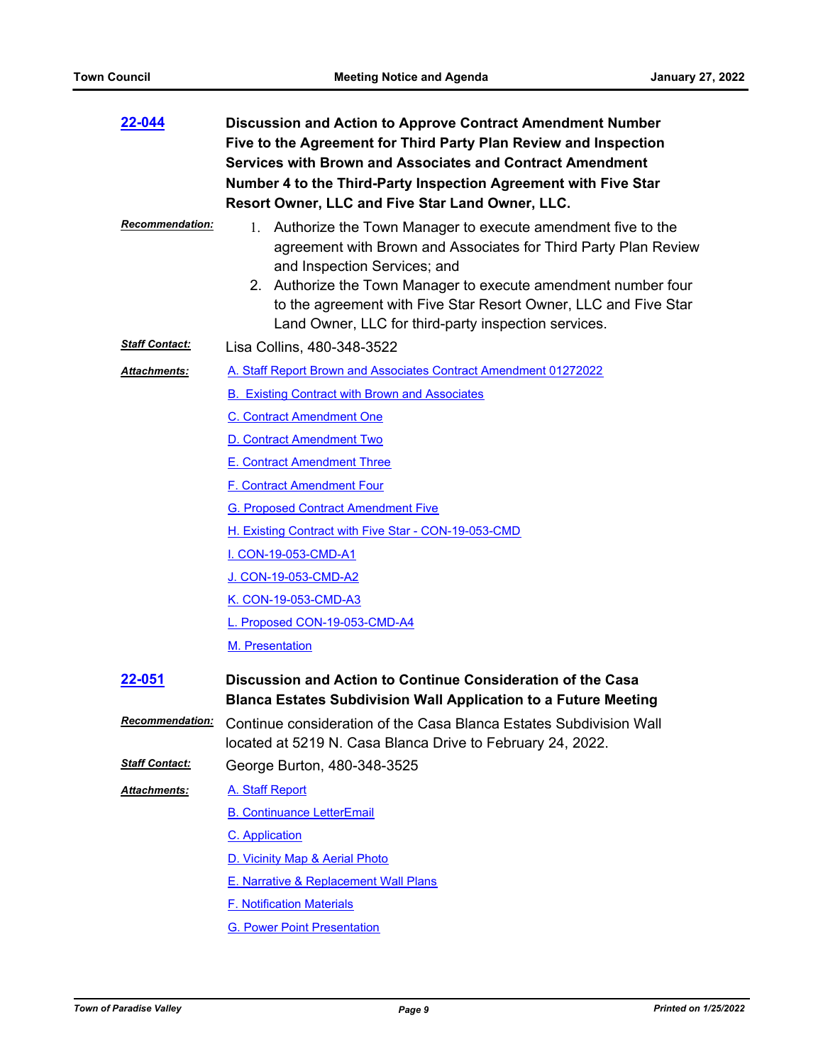**22-044** **Discussion and Action to Approve Contract Amendment Number Five to the Agreement for Third Party Plan Review and Inspection Services with Brown and Associates and Contract Amendment Number 4 to the Third-Party Inspection Agreement with Five Star Resort Owner, LLC and Five Star Land Owner, LLC.**

***Recommendation:***

1. Authorize the Town Manager to execute amendment five to the agreement with Brown and Associates for Third Party Plan Review and Inspection Services; and
2. Authorize the Town Manager to execute amendment number four to the agreement with Five Star Resort Owner, LLC and Five Star Land Owner, LLC for third-party inspection services.

***Staff Contact:*** Lisa Collins, 480-348-3522

***Attachments:***

A. Staff Report Brown and Associates Contract Amendment 01272022
B. Existing Contract with Brown and Associates
C. Contract Amendment One
D. Contract Amendment Two
E. Contract Amendment Three
F. Contract Amendment Four
G. Proposed Contract Amendment Five
H. Existing Contract with Five Star - CON-19-053-CMD
I. CON-19-053-CMD-A1
J. CON-19-053-CMD-A2
K. CON-19-053-CMD-A3
L. Proposed CON-19-053-CMD-A4
M. Presentation

**22-051** **Discussion and Action to Continue Consideration of the Casa Blanca Estates Subdivision Wall Application to a Future Meeting**

***Recommendation:*** Continue consideration of the Casa Blanca Estates Subdivision Wall located at 5219 N. Casa Blanca Drive to February 24, 2022.

***Staff Contact:*** George Burton, 480-348-3525

***Attachments:***

A. Staff Report
B. Continuance LetterEmail
C. Application
D. Vicinity Map & Aerial Photo
E. Narrative & Replacement Wall Plans
F. Notification Materials
G. Power Point Presentation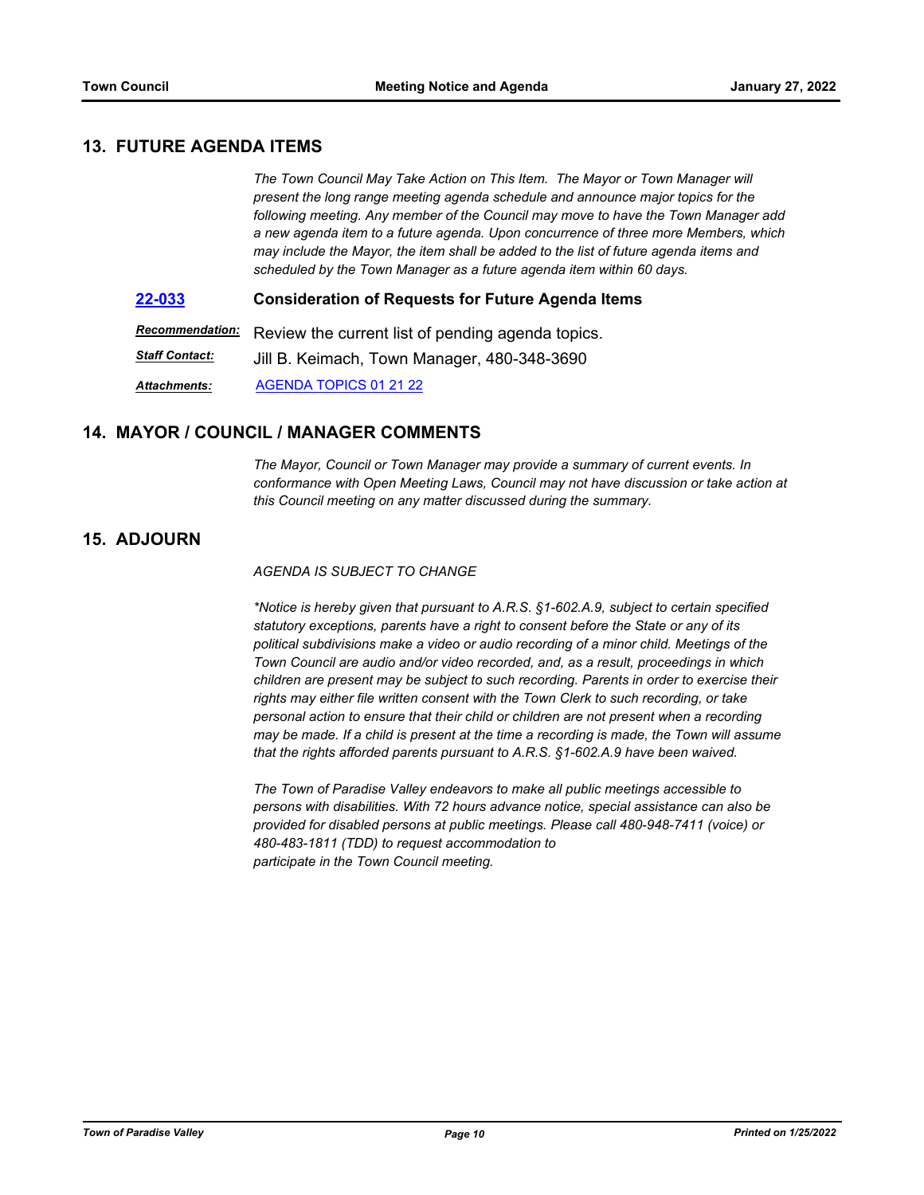## 13. FUTURE AGENDA ITEMS

*The Town Council May Take Action on This Item. The Mayor or Town Manager will present the long range meeting agenda schedule and announce major topics for the following meeting. Any member of the Council may move to have the Town Manager add a new agenda item to a future agenda. Upon concurrence of three more Members, which may include the Mayor, the item shall be added to the list of future agenda items and scheduled by the Town Manager as a future agenda item within 60 days.*

**22-033** **Consideration of Requests for Future Agenda Items**

***Recommendation:*** Review the current list of pending agenda topics.

***Staff Contact:*** Jill B. Keimach, Town Manager, 480-348-3690

***Attachments:*** AGENDA TOPICS 01 21 22

## 14. MAYOR / COUNCIL / MANAGER COMMENTS

*The Mayor, Council or Town Manager may provide a summary of current events. In conformance with Open Meeting Laws, Council may not have discussion or take action at this Council meeting on any matter discussed during the summary.*

## 15. ADJOURN

*AGENDA IS SUBJECT TO CHANGE*

*\*Notice is hereby given that pursuant to A.R.S. §1-602.A.9, subject to certain specified statutory exceptions, parents have a right to consent before the State or any of its political subdivisions make a video or audio recording of a minor child. Meetings of the Town Council are audio and/or video recorded, and, as a result, proceedings in which children are present may be subject to such recording. Parents in order to exercise their rights may either file written consent with the Town Clerk to such recording, or take personal action to ensure that their child or children are not present when a recording may be made. If a child is present at the time a recording is made, the Town will assume that the rights afforded parents pursuant to A.R.S. §1-602.A.9 have been waived.*

*The Town of Paradise Valley endeavors to make all public meetings accessible to persons with disabilities. With 72 hours advance notice, special assistance can also be provided for disabled persons at public meetings. Please call 480-948-7411 (voice) or 480-483-1811 (TDD) to request accommodation to participate in the Town Council meeting.*